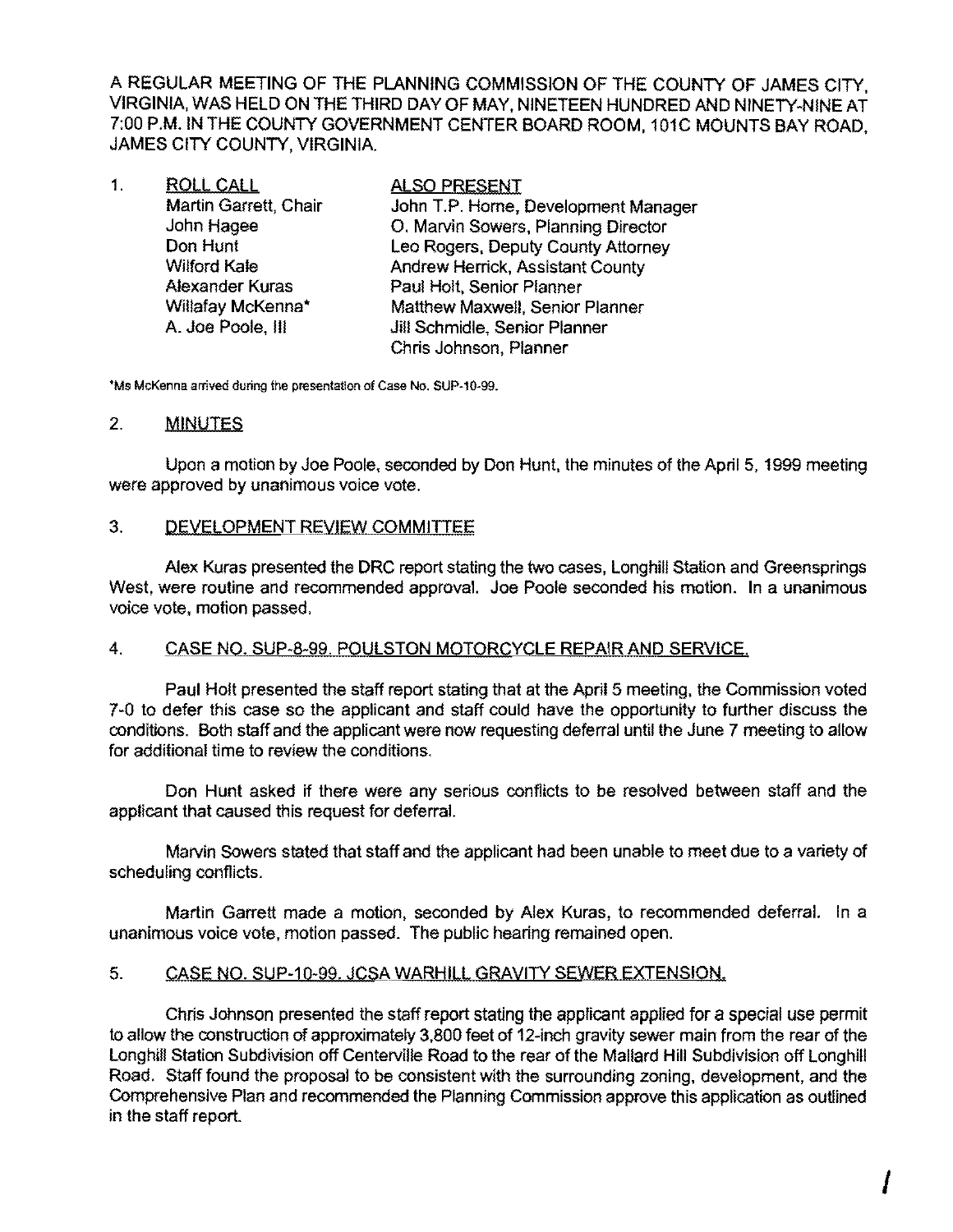A REGULAR MEETING OF THE PLANNING COMMISSION OF THE COUNTY OF JAMES CITY, VIRGINIA, WAS HELD ON THE THIRD DAY OF MAY, NINETEEN HUNDRED AND NINETY-NINE AT 7:00 P.M. IN THE COUNTY GOVERNMENT CENTER BOARD ROOM, 101C MOUNTS BAY ROAD, JAMES CITY COUNTY, VIRGINIA.

1. ROLL CALL

| ROLL CALL | ALSO PRESENT |
|---|---|
| Martin Garrett, Chair | John T.P. Horne, Development Manager |
| John Hagee | O. Marvin Sowers, Planning Director |
| Don Hunt | Leo Rogers, Deputy County Attorney |
| Wilford Kale | Andrew Herrick, Assistant County |
| Alexander Kuras | Paul Holt, Senior Planner |
| Willafay McKenna* | Matthew Maxwell, Senior Planner |
| A. Joe Poole, III | Jill Schmidle, Senior Planner |
| | Chris Johnson, Planner |

*Ms McKenna arrived during the presentation of Case No. SUP-10-99.

2. MINUTES

Upon a motion by Joe Poole, seconded by Don Hunt, the minutes of the April 5, 1999 meeting were approved by unanimous voice vote.

3. DEVELOPMENT REVIEW COMMITTEE

Alex Kuras presented the DRC report stating the two cases, Longhill Station and Greensprings West, were routine and recommended approval. Joe Poole seconded his motion. In a unanimous voice vote, motion passed.

4. CASE NO. SUP-8-99. POULSTON MOTORCYCLE REPAIR AND SERVICE.

Paul Holt presented the staff report stating that at the April 5 meeting, the Commission voted 7-0 to defer this case so the applicant and staff could have the opportunity to further discuss the conditions. Both staff and the applicant were now requesting deferral until the June 7 meeting to allow for additional time to review the conditions.

Don Hunt asked if there were any serious conflicts to be resolved between staff and the applicant that caused this request for deferral.

Marvin Sowers stated that staff and the applicant had been unable to meet due to a variety of scheduling conflicts.

Martin Garrett made a motion, seconded by Alex Kuras, to recommended deferral. In a unanimous voice vote, motion passed. The public hearing remained open.

5. CASE NO. SUP-10-99. JCSA WARHILL GRAVITY SEWER EXTENSION.

Chris Johnson presented the staff report stating the applicant applied for a special use permit to allow the construction of approximately 3,800 feet of 12-inch gravity sewer main from the rear of the Longhill Station Subdivision off Centerville Road to the rear of the Mallard Hill Subdivision off Longhill Road. Staff found the proposal to be consistent with the surrounding zoning, development, and the Comprehensive Plan and recommended the Planning Commission approve this application as outlined in the staff report.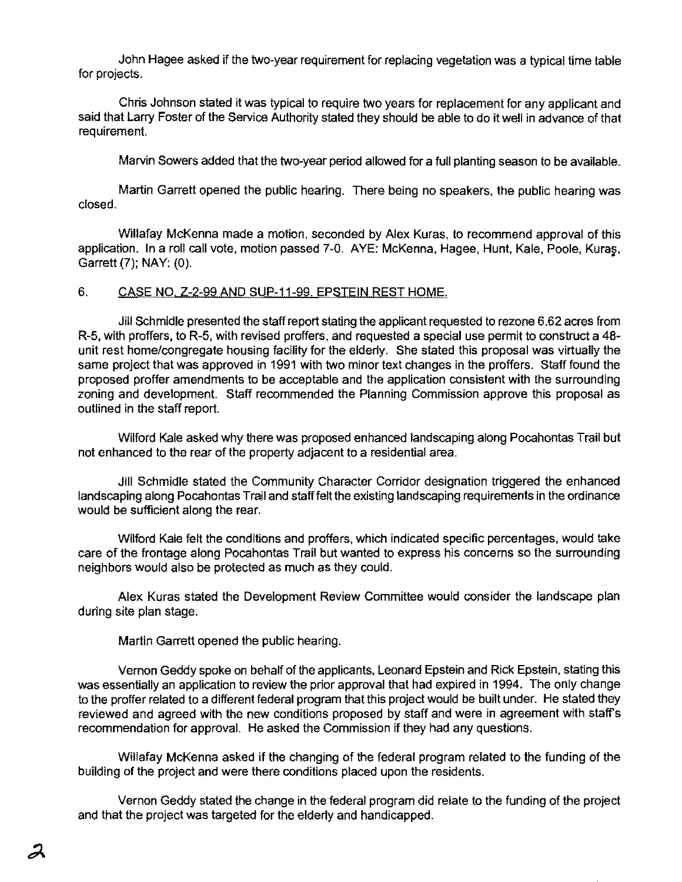John Hagee asked if the two-year requirement for replacing vegetation was a typical time table for projects.

Chris Johnson stated it was typical to require two years for replacement for any applicant and said that Larry Foster of the Service Authority stated they should be able to do it well in advance of that requirement.

Marvin Sowers added that the two-year period allowed for a full planting season to be available.

Martin Garrett opened the public hearing. There being no speakers, the public hearing was closed.

Willafay McKenna made a motion, seconded by Alex Kuras, to recommend approval of this application. In a roll call vote, motion passed 7-0. AYE: McKenna, Hagee, Hunt, Kale, Poole, Kuras, Garrett (7); NAY: (0).

6. CASE NO. Z-2-99 AND SUP-11-99. EPSTEIN REST HOME.

Jill Schmidle presented the staff report stating the applicant requested to rezone 6.62 acres from R-5, with proffers, to R-5, with revised proffers, and requested a special use permit to construct a 48-unit rest home/congregate housing facility for the elderly. She stated this proposal was virtually the same project that was approved in 1991 with two minor text changes in the proffers. Staff found the proposed proffer amendments to be acceptable and the application consistent with the surrounding zoning and development. Staff recommended the Planning Commission approve this proposal as outlined in the staff report.

Wilford Kale asked why there was proposed enhanced landscaping along Pocahontas Trail but not enhanced to the rear of the property adjacent to a residential area.

Jill Schmidle stated the Community Character Corridor designation triggered the enhanced landscaping along Pocahontas Trail and staff felt the existing landscaping requirements in the ordinance would be sufficient along the rear.

Wilford Kale felt the conditions and proffers, which indicated specific percentages, would take care of the frontage along Pocahontas Trail but wanted to express his concerns so the surrounding neighbors would also be protected as much as they could.

Alex Kuras stated the Development Review Committee would consider the landscape plan during site plan stage.

Martin Garrett opened the public hearing.

Vernon Geddy spoke on behalf of the applicants, Leonard Epstein and Rick Epstein, stating this was essentially an application to review the prior approval that had expired in 1994. The only change to the proffer related to a different federal program that this project would be built under. He stated they reviewed and agreed with the new conditions proposed by staff and were in agreement with staff's recommendation for approval. He asked the Commission if they had any questions.

Willafay McKenna asked if the changing of the federal program related to the funding of the building of the project and were there conditions placed upon the residents.

Vernon Geddy stated the change in the federal program did relate to the funding of the project and that the project was targeted for the elderly and handicapped.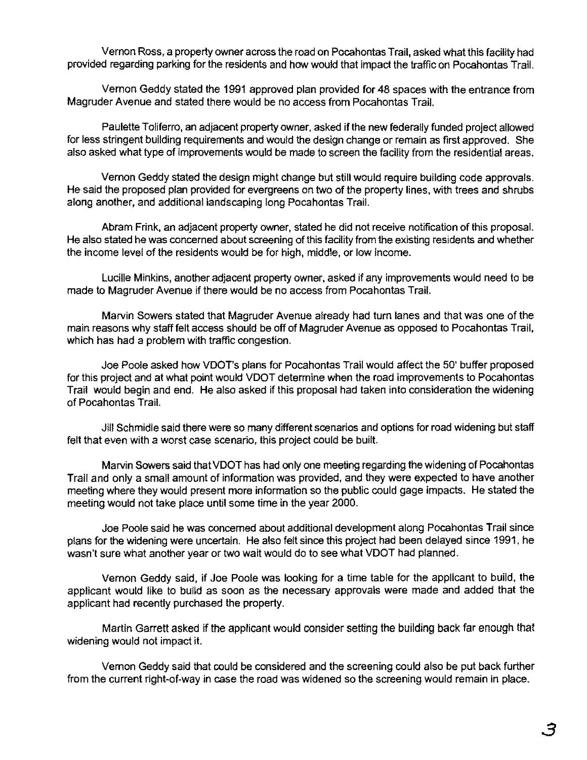Vernon Ross, a property owner across the road on Pocahontas Trail, asked what this facility had provided regarding parking for the residents and how would that impact the traffic on Pocahontas Trail.

Vernon Geddy stated the 1991 approved plan provided for 48 spaces with the entrance from Magruder Avenue and stated there would be no access from Pocahontas Trail.

Paulette Toliferro, an adjacent property owner, asked if the new federally funded project allowed for less stringent building requirements and would the design change or remain as first approved. She also asked what type of improvements would be made to screen the facility from the residential areas.

Vernon Geddy stated the design might change but still would require building code approvals. He said the proposed plan provided for evergreens on two of the property lines, with trees and shrubs along another, and additional landscaping long Pocahontas Trail.

Abram Frink, an adjacent property owner, stated he did not receive notification of this proposal. He also stated he was concerned about screening of this facility from the existing residents and whether the income level of the residents would be for high, middle, or low income.

Lucille Minkins, another adjacent property owner, asked if any improvements would need to be made to Magruder Avenue if there would be no access from Pocahontas Trail.

Marvin Sowers stated that Magruder Avenue already had turn lanes and that was one of the main reasons why staff felt access should be off of Magruder Avenue as opposed to Pocahontas Trail, which has had a problem with traffic congestion.

Joe Poole asked how VDOT's plans for Pocahontas Trail would affect the 50' buffer proposed for this project and at what point would VDOT determine when the road improvements to Pocahontas Trail would begin and end. He also asked if this proposal had taken into consideration the widening of Pocahontas Trail.

Jill Schmidle said there were so many different scenarios and options for road widening but staff felt that even with a worst case scenario, this project could be built.

Marvin Sowers said that VDOT has had only one meeting regarding the widening of Pocahontas Trail and only a small amount of information was provided, and they were expected to have another meeting where they would present more information so the public could gage impacts. He stated the meeting would not take place until some time in the year 2000.

Joe Poole said he was concerned about additional development along Pocahontas Trail since plans for the widening were uncertain. He also felt since this project had been delayed since 1991, he wasn't sure what another year or two wait would do to see what VDOT had planned.

Vernon Geddy said, if Joe Poole was looking for a time table for the applicant to build, the applicant would like to build as soon as the necessary approvals were made and added that the applicant had recently purchased the property.

Martin Garrett asked if the applicant would consider setting the building back far enough that widening would not impact it.

Vernon Geddy said that could be considered and the screening could also be put back further from the current right-of-way in case the road was widened so the screening would remain in place.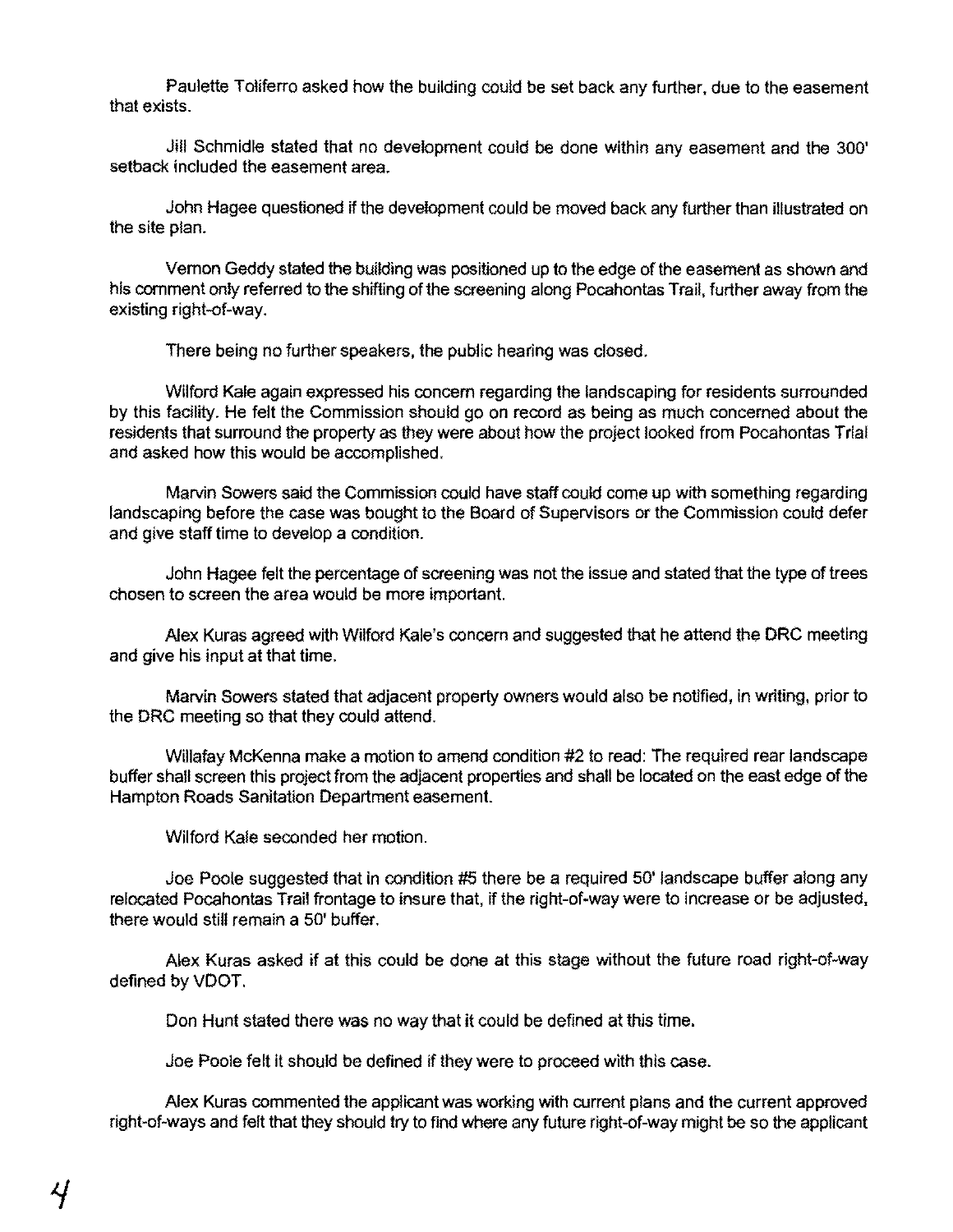Paulette Toliferro asked how the building could be set back any further, due to the easement that exists.

Jill Schmidle stated that no development could be done within any easement and the 300' setback included the easement area.

John Hagee questioned if the development could be moved back any further than illustrated on the site plan.

Vernon Geddy stated the building was positioned up to the edge of the easement as shown and his comment only referred to the shifting of the screening along Pocahontas Trail, further away from the existing right-of-way.

There being no further speakers, the public hearing was closed.

Wilford Kale again expressed his concern regarding the landscaping for residents surrounded by this facility. He felt the Commission should go on record as being as much concerned about the residents that surround the property as they were about how the project looked from Pocahontas Trial and asked how this would be accomplished.

Marvin Sowers said the Commission could have staff could come up with something regarding landscaping before the case was bought to the Board of Supervisors or the Commission could defer and give staff time to develop a condition.

John Hagee felt the percentage of screening was not the issue and stated that the type of trees chosen to screen the area would be more important.

Alex Kuras agreed with Wilford Kale's concern and suggested that he attend the DRC meeting and give his input at that time.

Marvin Sowers stated that adjacent property owners would also be notified, in writing, prior to the DRC meeting so that they could attend.

Willafay McKenna make a motion to amend condition #2 to read: The required rear landscape buffer shall screen this project from the adjacent properties and shall be located on the east edge of the Hampton Roads Sanitation Department easement.

Wilford Kale seconded her motion.

Joe Poole suggested that in condition #5 there be a required 50' landscape buffer along any relocated Pocahontas Trail frontage to insure that, if the right-of-way were to increase or be adjusted, there would still remain a 50' buffer.

Alex Kuras asked if at this could be done at this stage without the future road right-of-way defined by VDOT.

Don Hunt stated there was no way that it could be defined at this time.

Joe Poole felt it should be defined if they were to proceed with this case.

Alex Kuras commented the applicant was working with current plans and the current approved right-of-ways and felt that they should try to find where any future right-of-way might be so the applicant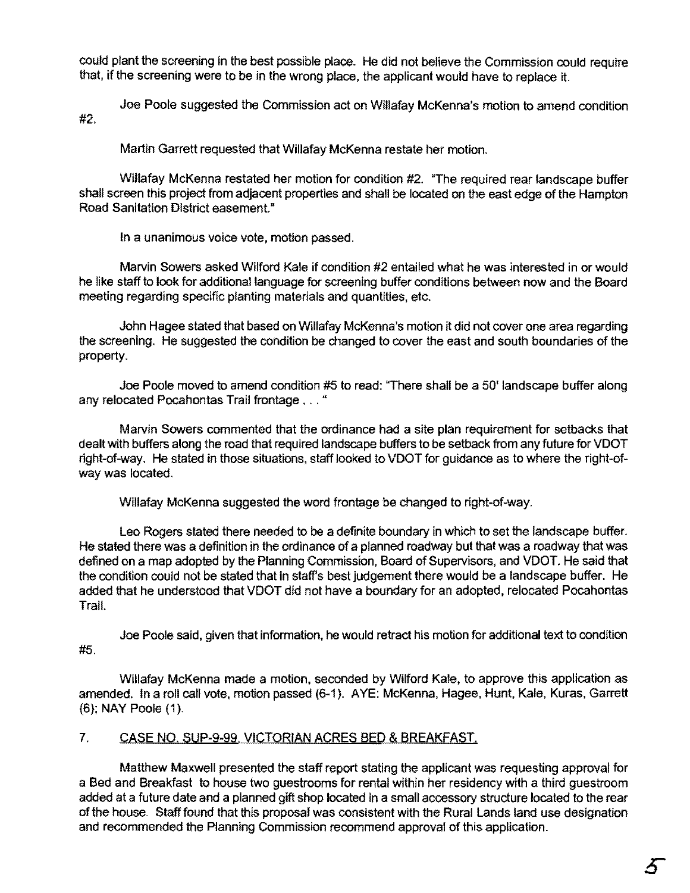could plant the screening in the best possible place. He did not believe the Commission could require that, if the screening were to be in the wrong place, the applicant would have to replace it.

Joe Poole suggested the Commission act on Willafay McKenna's motion to amend condition #2.

Martin Garrett requested that Willafay McKenna restate her motion.

Willafay McKenna restated her motion for condition #2. "The required rear landscape buffer shall screen this project from adjacent properties and shall be located on the east edge of the Hampton Road Sanitation District easement."

In a unanimous voice vote, motion passed.

Marvin Sowers asked Wilford Kale if condition #2 entailed what he was interested in or would he like staff to look for additional language for screening buffer conditions between now and the Board meeting regarding specific planting materials and quantities, etc.

John Hagee stated that based on Willafay McKenna's motion it did not cover one area regarding the screening. He suggested the condition be changed to cover the east and south boundaries of the property.

Joe Poole moved to amend condition #5 to read: "There shall be a 50' landscape buffer along any relocated Pocahontas Trail frontage . . . "

Marvin Sowers commented that the ordinance had a site plan requirement for setbacks that dealt with buffers along the road that required landscape buffers to be setback from any future for VDOT right-of-way. He stated in those situations, staff looked to VDOT for guidance as to where the right-of-way was located.

Willafay McKenna suggested the word frontage be changed to right-of-way.

Leo Rogers stated there needed to be a definite boundary in which to set the landscape buffer. He stated there was a definition in the ordinance of a planned roadway but that was a roadway that was defined on a map adopted by the Planning Commission, Board of Supervisors, and VDOT. He said that the condition could not be stated that in staff's best judgement there would be a landscape buffer. He added that he understood that VDOT did not have a boundary for an adopted, relocated Pocahontas Trail.

Joe Poole said, given that information, he would retract his motion for additional text to condition #5.

Willafay McKenna made a motion, seconded by Wilford Kale, to approve this application as amended. In a roll call vote, motion passed (6-1). AYE: McKenna, Hagee, Hunt, Kale, Kuras, Garrett (6); NAY Poole (1).

7. CASE NO. SUP-9-99. VICTORIAN ACRES BED & BREAKFAST.

Matthew Maxwell presented the staff report stating the applicant was requesting approval for a Bed and Breakfast to house two guestrooms for rental within her residency with a third guestroom added at a future date and a planned gift shop located in a small accessory structure located to the rear of the house. Staff found that this proposal was consistent with the Rural Lands land use designation and recommended the Planning Commission recommend approval of this application.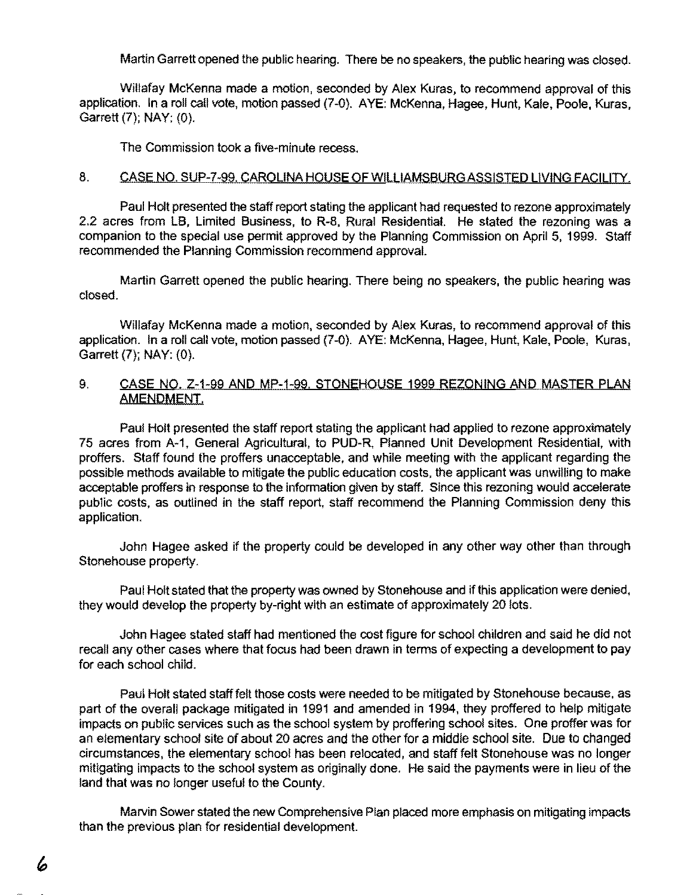Martin Garrett opened the public hearing. There be no speakers, the public hearing was closed.

Willafay McKenna made a motion, seconded by Alex Kuras, to recommend approval of this application. In a roll call vote, motion passed (7-0). AYE: McKenna, Hagee, Hunt, Kale, Poole, Kuras, Garrett (7); NAY: (0).

The Commission took a five-minute recess.

8. <u>CASE NO. SUP-7-99. CAROLINA HOUSE OF WILLIAMSBURG ASSISTED LIVING FACILITY.</u>

Paul Holt presented the staff report stating the applicant had requested to rezone approximately 2.2 acres from LB, Limited Business, to R-8, Rural Residential. He stated the rezoning was a companion to the special use permit approved by the Planning Commission on April 5, 1999. Staff recommended the Planning Commission recommend approval.

Martin Garrett opened the public hearing. There being no speakers, the public hearing was closed.

Willafay McKenna made a motion, seconded by Alex Kuras, to recommend approval of this application. In a roll call vote, motion passed (7-0). AYE: McKenna, Hagee, Hunt, Kale, Poole, Kuras, Garrett (7); NAY: (0).

9. <u>CASE NO. Z-1-99 AND MP-1-99. STONEHOUSE 1999 REZONING AND MASTER PLAN AMENDMENT.</u>

Paul Holt presented the staff report stating the applicant had applied to rezone approximately 75 acres from A-1, General Agricultural, to PUD-R, Planned Unit Development Residential, with proffers. Staff found the proffers unacceptable, and while meeting with the applicant regarding the possible methods available to mitigate the public education costs, the applicant was unwilling to make acceptable proffers in response to the information given by staff. Since this rezoning would accelerate public costs, as outlined in the staff report, staff recommend the Planning Commission deny this application.

John Hagee asked if the property could be developed in any other way other than through Stonehouse property.

Paul Holt stated that the property was owned by Stonehouse and if this application were denied, they would develop the property by-right with an estimate of approximately 20 lots.

John Hagee stated staff had mentioned the cost figure for school children and said he did not recall any other cases where that focus had been drawn in terms of expecting a development to pay for each school child.

Paul Holt stated staff felt those costs were needed to be mitigated by Stonehouse because, as part of the overall package mitigated in 1991 and amended in 1994, they proffered to help mitigate impacts on public services such as the school system by proffering school sites. One proffer was for an elementary school site of about 20 acres and the other for a middle school site. Due to changed circumstances, the elementary school has been relocated, and staff felt Stonehouse was no longer mitigating impacts to the school system as originally done. He said the payments were in lieu of the land that was no longer useful to the County.

Marvin Sower stated the new Comprehensive Plan placed more emphasis on mitigating impacts than the previous plan for residential development.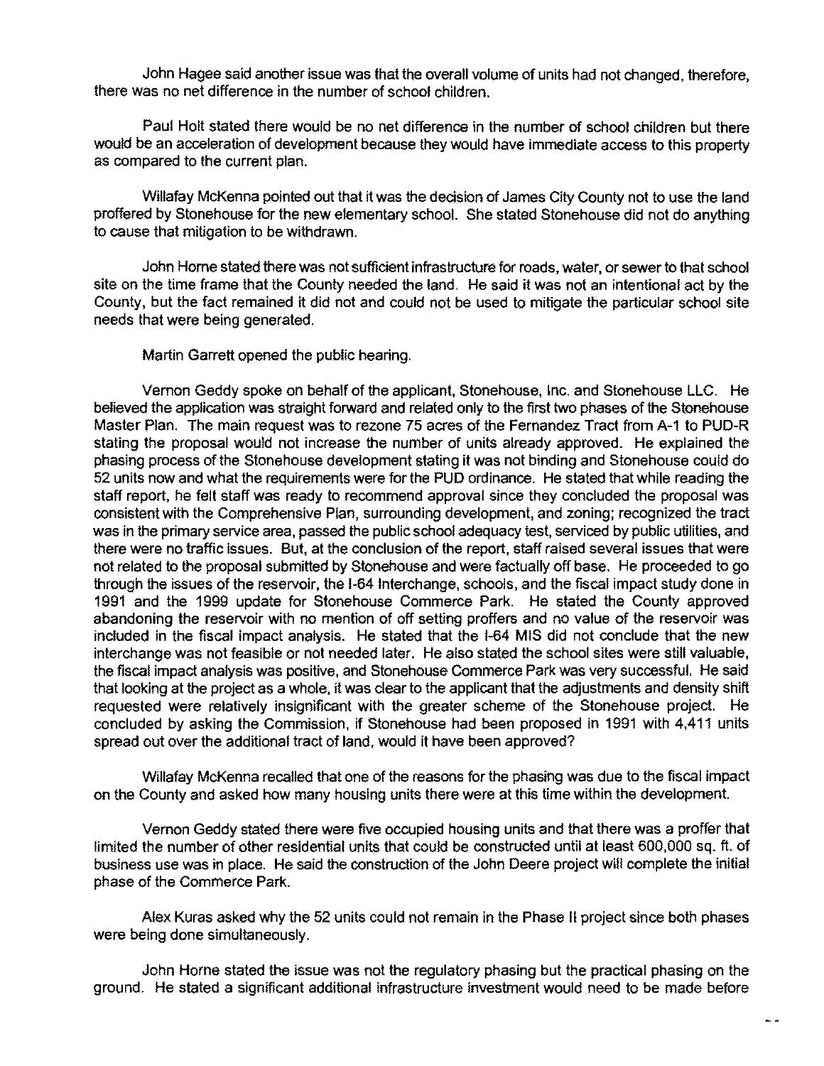John Hagee said another issue was that the overall volume of units had not changed, therefore, there was no net difference in the number of school children.

Paul Holt stated there would be no net difference in the number of school children but there would be an acceleration of development because they would have immediate access to this property as compared to the current plan.

Willafay McKenna pointed out that it was the decision of James City County not to use the land proffered by Stonehouse for the new elementary school. She stated Stonehouse did not do anything to cause that mitigation to be withdrawn.

John Horne stated there was not sufficient infrastructure for roads, water, or sewer to that school site on the time frame that the County needed the land. He said it was not an intentional act by the County, but the fact remained it did not and could not be used to mitigate the particular school site needs that were being generated.

Martin Garrett opened the public hearing.

Vernon Geddy spoke on behalf of the applicant, Stonehouse, Inc. and Stonehouse LLC. He believed the application was straight forward and related only to the first two phases of the Stonehouse Master Plan. The main request was to rezone 75 acres of the Fernandez Tract from A-1 to PUD-R stating the proposal would not increase the number of units already approved. He explained the phasing process of the Stonehouse development stating it was not binding and Stonehouse could do 52 units now and what the requirements were for the PUD ordinance. He stated that while reading the staff report, he felt staff was ready to recommend approval since they concluded the proposal was consistent with the Comprehensive Plan, surrounding development, and zoning; recognized the tract was in the primary service area, passed the public school adequacy test, serviced by public utilities, and there were no traffic issues. But, at the conclusion of the report, staff raised several issues that were not related to the proposal submitted by Stonehouse and were factually off base. He proceeded to go through the issues of the reservoir, the I-64 Interchange, schools, and the fiscal impact study done in 1991 and the 1999 update for Stonehouse Commerce Park. He stated the County approved abandoning the reservoir with no mention of off setting proffers and no value of the reservoir was included in the fiscal impact analysis. He stated that the I-64 MIS did not conclude that the new interchange was not feasible or not needed later. He also stated the school sites were still valuable, the fiscal impact analysis was positive, and Stonehouse Commerce Park was very successful. He said that looking at the project as a whole, it was clear to the applicant that the adjustments and density shift requested were relatively insignificant with the greater scheme of the Stonehouse project. He concluded by asking the Commission, if Stonehouse had been proposed in 1991 with 4,411 units spread out over the additional tract of land, would it have been approved?

Willafay McKenna recalled that one of the reasons for the phasing was due to the fiscal impact on the County and asked how many housing units there were at this time within the development.

Vernon Geddy stated there were five occupied housing units and that there was a proffer that limited the number of other residential units that could be constructed until at least 600,000 sq. ft. of business use was in place. He said the construction of the John Deere project will complete the initial phase of the Commerce Park.

Alex Kuras asked why the 52 units could not remain in the Phase II project since both phases were being done simultaneously.

John Horne stated the issue was not the regulatory phasing but the practical phasing on the ground. He stated a significant additional infrastructure investment would need to be made before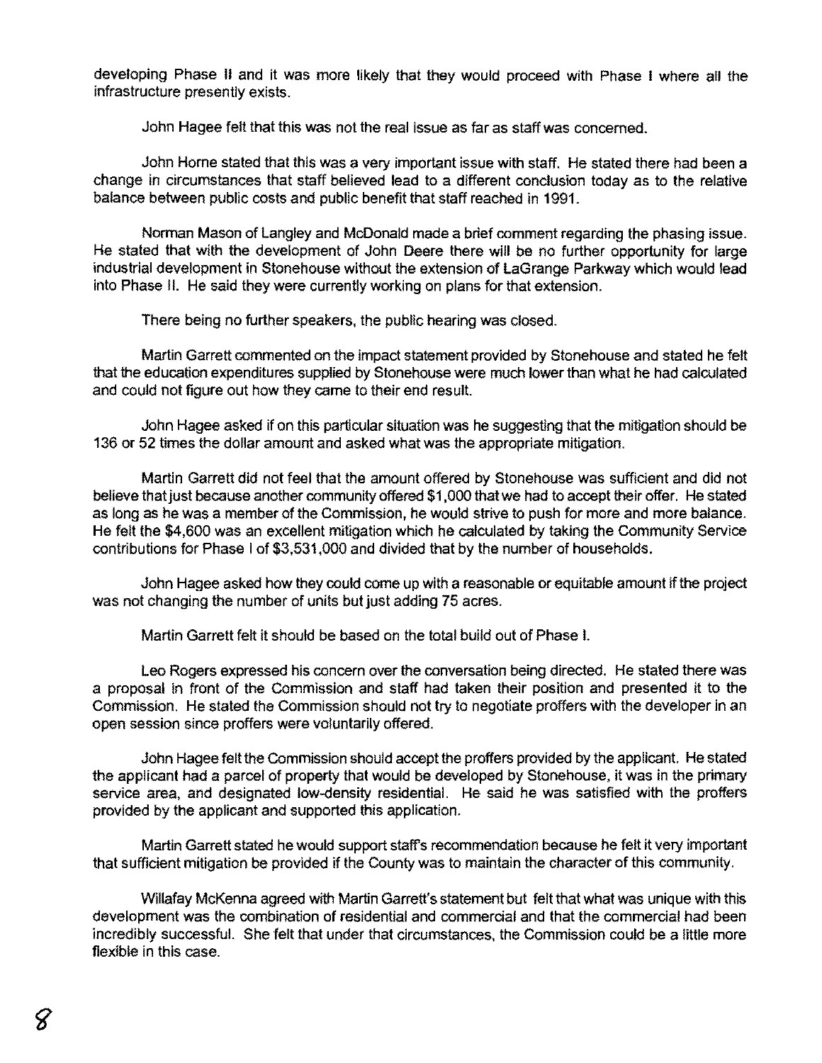developing Phase II and it was more likely that they would proceed with Phase I where all the infrastructure presently exists.

John Hagee felt that this was not the real issue as far as staff was concerned.

John Horne stated that this was a very important issue with staff. He stated there had been a change in circumstances that staff believed lead to a different conclusion today as to the relative balance between public costs and public benefit that staff reached in 1991.

Norman Mason of Langley and McDonald made a brief comment regarding the phasing issue. He stated that with the development of John Deere there will be no further opportunity for large industrial development in Stonehouse without the extension of LaGrange Parkway which would lead into Phase II. He said they were currently working on plans for that extension.

There being no further speakers, the public hearing was closed.

Martin Garrett commented on the impact statement provided by Stonehouse and stated he felt that the education expenditures supplied by Stonehouse were much lower than what he had calculated and could not figure out how they came to their end result.

John Hagee asked if on this particular situation was he suggesting that the mitigation should be 136 or 52 times the dollar amount and asked what was the appropriate mitigation.

Martin Garrett did not feel that the amount offered by Stonehouse was sufficient and did not believe that just because another community offered $1,000 that we had to accept their offer. He stated as long as he was a member of the Commission, he would strive to push for more and more balance. He felt the $4,600 was an excellent mitigation which he calculated by taking the Community Service contributions for Phase I of $3,531,000 and divided that by the number of households.

John Hagee asked how they could come up with a reasonable or equitable amount if the project was not changing the number of units but just adding 75 acres.

Martin Garrett felt it should be based on the total build out of Phase I.

Leo Rogers expressed his concern over the conversation being directed. He stated there was a proposal in front of the Commission and staff had taken their position and presented it to the Commission. He stated the Commission should not try to negotiate proffers with the developer in an open session since proffers were voluntarily offered.

John Hagee felt the Commission should accept the proffers provided by the applicant. He stated the applicant had a parcel of property that would be developed by Stonehouse, it was in the primary service area, and designated low-density residential. He said he was satisfied with the proffers provided by the applicant and supported this application.

Martin Garrett stated he would support staff's recommendation because he felt it very important that sufficient mitigation be provided if the County was to maintain the character of this community.

Willafay McKenna agreed with Martin Garrett's statement but felt that what was unique with this development was the combination of residential and commercial and that the commercial had been incredibly successful. She felt that under that circumstances, the Commission could be a little more flexible in this case.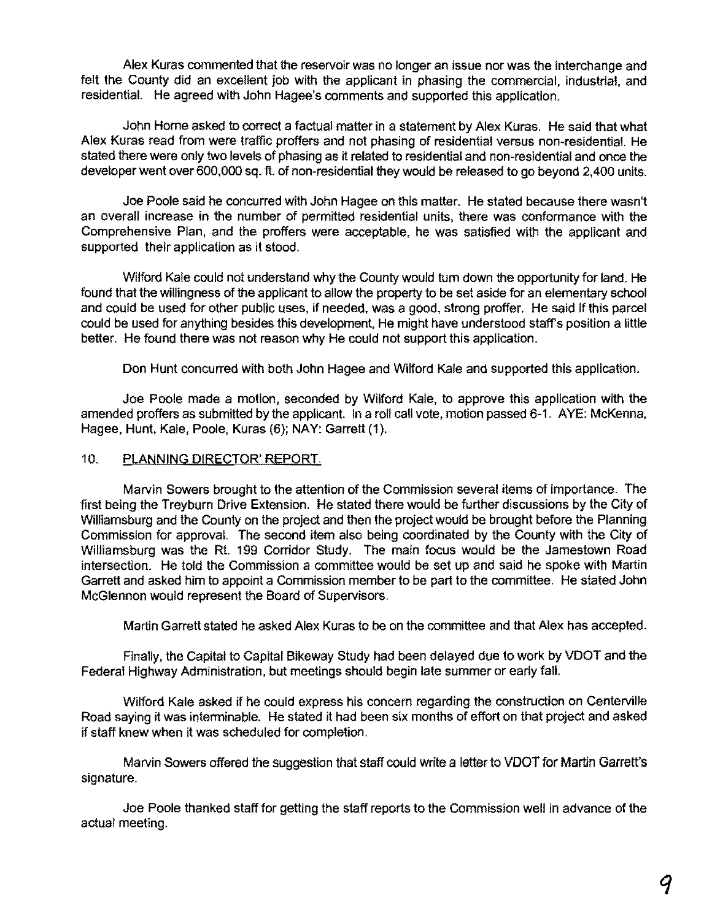Alex Kuras commented that the reservoir was no longer an issue nor was the interchange and felt the County did an excellent job with the applicant in phasing the commercial, industrial, and residential. He agreed with John Hagee's comments and supported this application.

John Horne asked to correct a factual matter in a statement by Alex Kuras. He said that what Alex Kuras read from were traffic proffers and not phasing of residential versus non-residential. He stated there were only two levels of phasing as it related to residential and non-residential and once the developer went over 600,000 sq. ft. of non-residential they would be released to go beyond 2,400 units.

Joe Poole said he concurred with John Hagee on this matter. He stated because there wasn't an overall increase in the number of permitted residential units, there was conformance with the Comprehensive Plan, and the proffers were acceptable, he was satisfied with the applicant and supported their application as it stood.

Wilford Kale could not understand why the County would turn down the opportunity for land. He found that the willingness of the applicant to allow the property to be set aside for an elementary school and could be used for other public uses, if needed, was a good, strong proffer. He said if this parcel could be used for anything besides this development, He might have understood staff's position a little better. He found there was not reason why He could not support this application.

Don Hunt concurred with both John Hagee and Wilford Kale and supported this application.

Joe Poole made a motion, seconded by Wilford Kale, to approve this application with the amended proffers as submitted by the applicant. In a roll call vote, motion passed 6-1. AYE: McKenna, Hagee, Hunt, Kale, Poole, Kuras (6); NAY: Garrett (1).

## 10. PLANNING DIRECTOR' REPORT

Marvin Sowers brought to the attention of the Commission several items of importance. The first being the Treyburn Drive Extension. He stated there would be further discussions by the City of Williamsburg and the County on the project and then the project would be brought before the Planning Commission for approval. The second item also being coordinated by the County with the City of Williamsburg was the Rt. 199 Corridor Study. The main focus would be the Jamestown Road intersection. He told the Commission a committee would be set up and said he spoke with Martin Garrett and asked him to appoint a Commission member to be part to the committee. He stated John McGlennon would represent the Board of Supervisors.

Martin Garrett stated he asked Alex Kuras to be on the committee and that Alex has accepted.

Finally, the Capital to Capital Bikeway Study had been delayed due to work by VDOT and the Federal Highway Administration, but meetings should begin late summer or early fall.

Wilford Kale asked if he could express his concern regarding the construction on Centerville Road saying it was interminable. He stated it had been six months of effort on that project and asked if staff knew when it was scheduled for completion.

Marvin Sowers offered the suggestion that staff could write a letter to VDOT for Martin Garrett's signature.

Joe Poole thanked staff for getting the staff reports to the Commission well in advance of the actual meeting.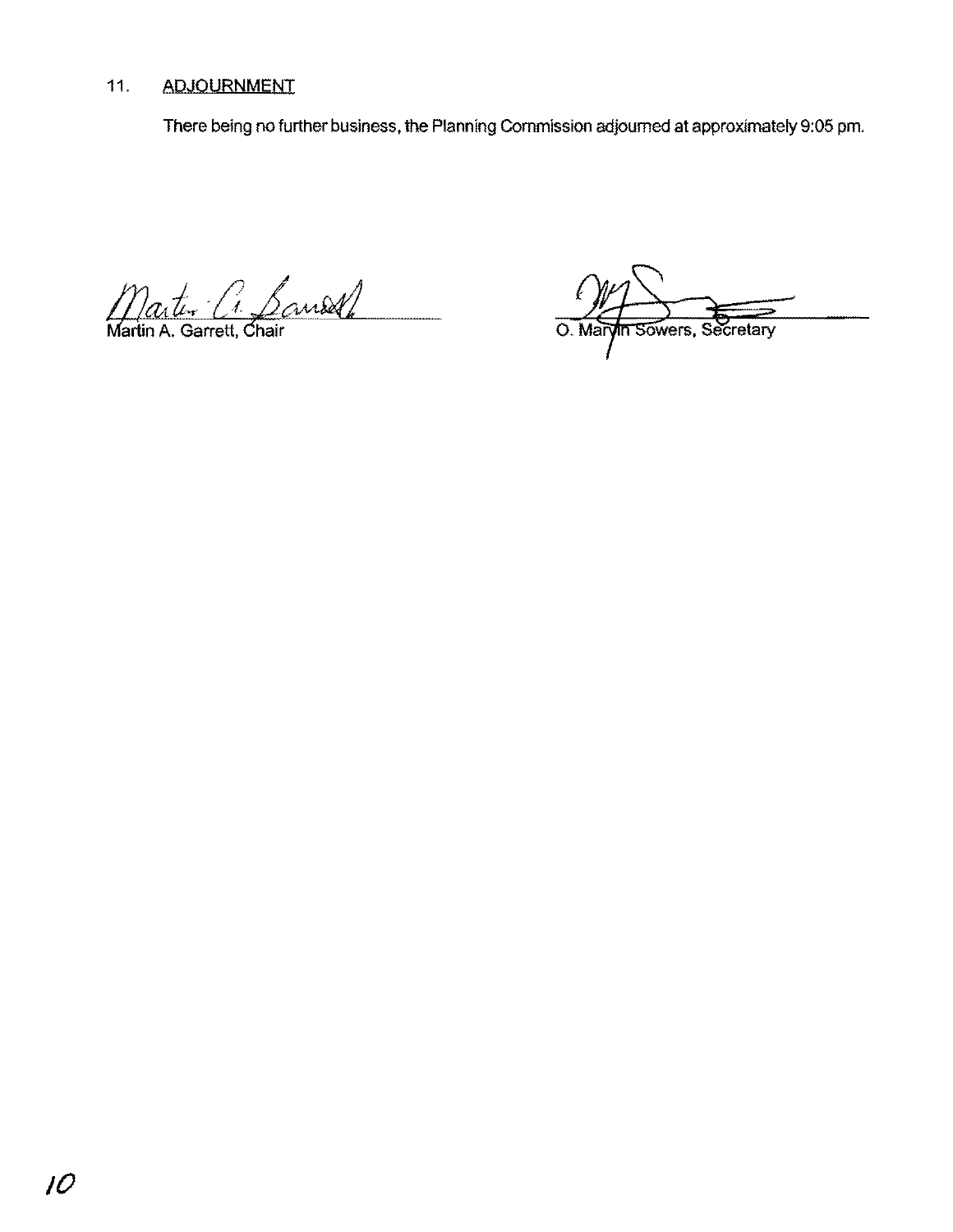## 11. ADJOURNMENT

There being no further business, the Planning Commission adjourned at approximately 9:05 pm.

Martin A. Garrett, Chair

O. Marvin Sowers, Secretary